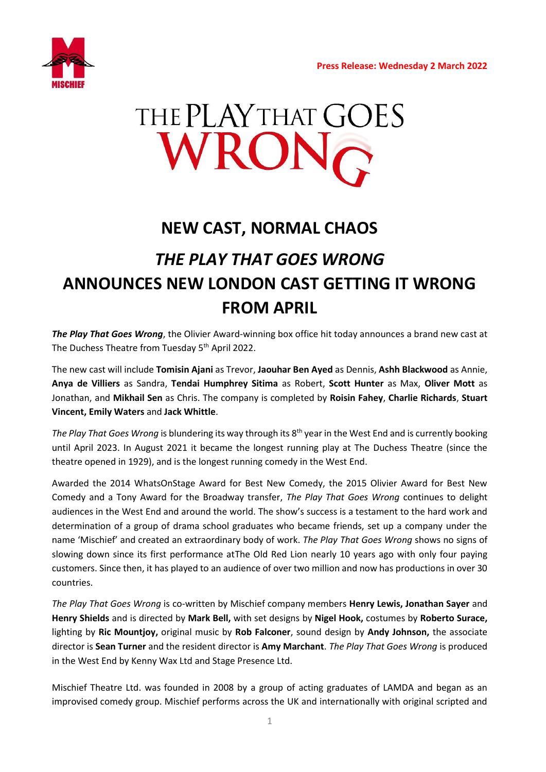Press Release: Wednesday 2 March 2022

# THE PLAY THAT GOES WRONG

## NEW CAST, NORMAL CHAOS

## *THE PLAY THAT GOES WRONG* ANNOUNCES NEW LONDON CAST GETTING IT WRONG FROM APRIL

***The Play That Goes Wrong***, the Olivier Award-winning box office hit today announces a brand new cast at The Duchess Theatre from Tuesday 5th April 2022.

The new cast will include **Tomisin Ajani** as Trevor, **Jaouhar Ben Ayed** as Dennis, **Ashh Blackwood** as Annie, **Anya de Villiers** as Sandra, **Tendai Humphrey Sitima** as Robert, **Scott Hunter** as Max, **Oliver Mott** as Jonathan, and **Mikhail Sen** as Chris. The company is completed by **Roisin Fahey**, **Charlie Richards**, **Stuart Vincent, Emily Waters** and **Jack Whittle**.

*The Play That Goes Wrong* is blundering its way through its 8th year in the West End and is currently booking until April 2023. In August 2021 it became the longest running play at The Duchess Theatre (since the theatre opened in 1929), and is the longest running comedy in the West End.

Awarded the 2014 WhatsOnStage Award for Best New Comedy, the 2015 Olivier Award for Best New Comedy and a Tony Award for the Broadway transfer, *The Play That Goes Wrong* continues to delight audiences in the West End and around the world. The show's success is a testament to the hard work and determination of a group of drama school graduates who became friends, set up a company under the name 'Mischief' and created an extraordinary body of work. *The Play That Goes Wrong* shows no signs of slowing down since its first performance atThe Old Red Lion nearly 10 years ago with only four paying customers. Since then, it has played to an audience of over two million and now has productions in over 30 countries.

*The Play That Goes Wrong* is co-written by Mischief company members **Henry Lewis, Jonathan Sayer** and **Henry Shields** and is directed by **Mark Bell,** with set designs by **Nigel Hook,** costumes by **Roberto Surace,** lighting by **Ric Mountjoy,** original music by **Rob Falconer**, sound design by **Andy Johnson,** the associate director is **Sean Turner** and the resident director is **Amy Marchant**. *The Play That Goes Wrong* is produced in the West End by Kenny Wax Ltd and Stage Presence Ltd.

Mischief Theatre Ltd. was founded in 2008 by a group of acting graduates of LAMDA and began as an improvised comedy group. Mischief performs across the UK and internationally with original scripted and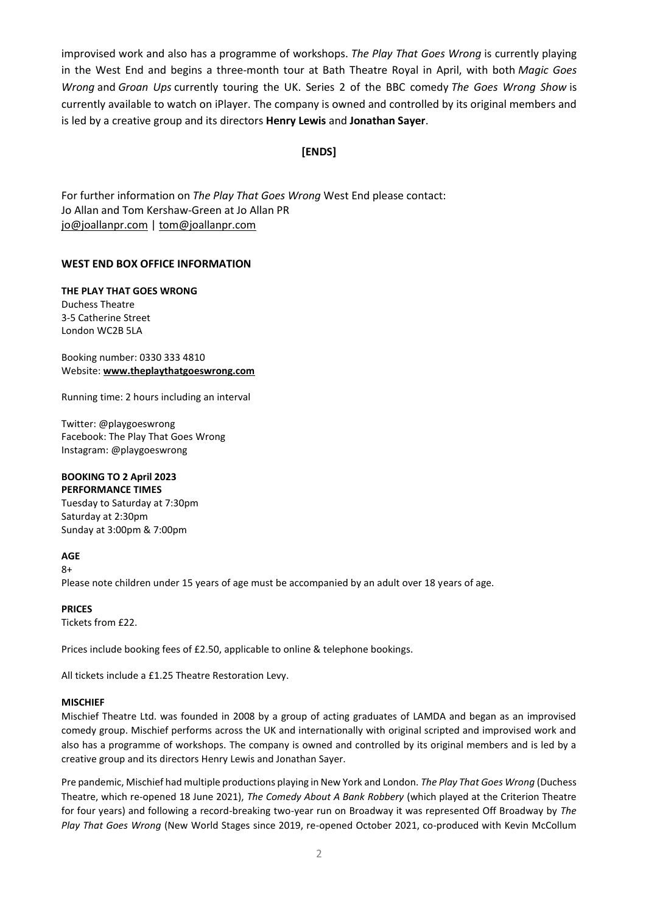improvised work and also has a programme of workshops. *The Play That Goes Wrong* is currently playing in the West End and begins a three-month tour at Bath Theatre Royal in April, with both *Magic Goes Wrong* and *Groan Ups* currently touring the UK. Series 2 of the BBC comedy *The Goes Wrong Show* is currently available to watch on iPlayer. The company is owned and controlled by its original members and is led by a creative group and its directors **Henry Lewis** and **Jonathan Sayer**.

**[ENDS]**

For further information on *The Play That Goes Wrong* West End please contact:
Jo Allan and Tom Kershaw-Green at Jo Allan PR
jo@joallanpr.com | tom@joallanpr.com

## WEST END BOX OFFICE INFORMATION

**THE PLAY THAT GOES WRONG**
Duchess Theatre
3-5 Catherine Street
London WC2B 5LA

Booking number: 0330 333 4810
Website: **www.theplaythatgoeswrong.com**

Running time: 2 hours including an interval

Twitter: @playgoeswrong
Facebook: The Play That Goes Wrong
Instagram: @playgoeswrong

**BOOKING TO 2 April 2023**
**PERFORMANCE TIMES**
Tuesday to Saturday at 7:30pm
Saturday at 2:30pm
Sunday at 3:00pm & 7:00pm

**AGE**
8+
Please note children under 15 years of age must be accompanied by an adult over 18 years of age.

**PRICES**
Tickets from £22.

Prices include booking fees of £2.50, applicable to online & telephone bookings.

All tickets include a £1.25 Theatre Restoration Levy.

**MISCHIEF**
Mischief Theatre Ltd. was founded in 2008 by a group of acting graduates of LAMDA and began as an improvised comedy group. Mischief performs across the UK and internationally with original scripted and improvised work and also has a programme of workshops. The company is owned and controlled by its original members and is led by a creative group and its directors Henry Lewis and Jonathan Sayer.

Pre pandemic, Mischief had multiple productions playing in New York and London. *The Play That Goes Wrong* (Duchess Theatre, which re-opened 18 June 2021), *The Comedy About A Bank Robbery* (which played at the Criterion Theatre for four years) and following a record-breaking two-year run on Broadway it was represented Off Broadway by *The Play That Goes Wrong* (New World Stages since 2019, re-opened October 2021, co-produced with Kevin McCollum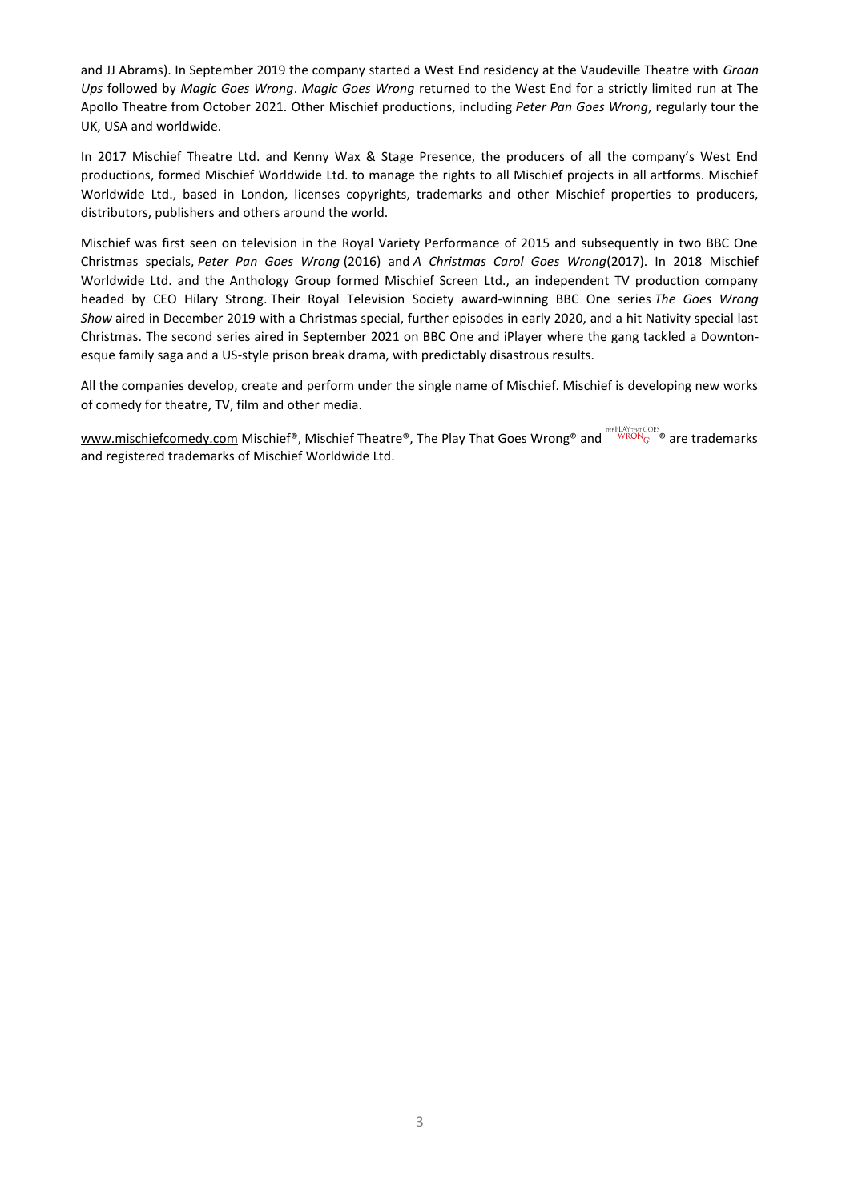and JJ Abrams). In September 2019 the company started a West End residency at the Vaudeville Theatre with *Groan Ups* followed by *Magic Goes Wrong*. *Magic Goes Wrong* returned to the West End for a strictly limited run at The Apollo Theatre from October 2021. Other Mischief productions, including *Peter Pan Goes Wrong*, regularly tour the UK, USA and worldwide.

In 2017 Mischief Theatre Ltd. and Kenny Wax & Stage Presence, the producers of all the company's West End productions, formed Mischief Worldwide Ltd. to manage the rights to all Mischief projects in all artforms. Mischief Worldwide Ltd., based in London, licenses copyrights, trademarks and other Mischief properties to producers, distributors, publishers and others around the world.

Mischief was first seen on television in the Royal Variety Performance of 2015 and subsequently in two BBC One Christmas specials, *Peter Pan Goes Wrong* (2016) and *A Christmas Carol Goes Wrong*(2017). In 2018 Mischief Worldwide Ltd. and the Anthology Group formed Mischief Screen Ltd., an independent TV production company headed by CEO Hilary Strong. Their Royal Television Society award-winning BBC One series *The Goes Wrong Show* aired in December 2019 with a Christmas special, further episodes in early 2020, and a hit Nativity special last Christmas. The second series aired in September 2021 on BBC One and iPlayer where the gang tackled a Downton-esque family saga and a US-style prison break drama, with predictably disastrous results.

All the companies develop, create and perform under the single name of Mischief. Mischief is developing new works of comedy for theatre, TV, film and other media.

www.mischiefcomedy.com Mischief®, Mischief Theatre®, The Play That Goes Wrong® and THE PLAY THAT GOES WRONG® are trademarks and registered trademarks of Mischief Worldwide Ltd.